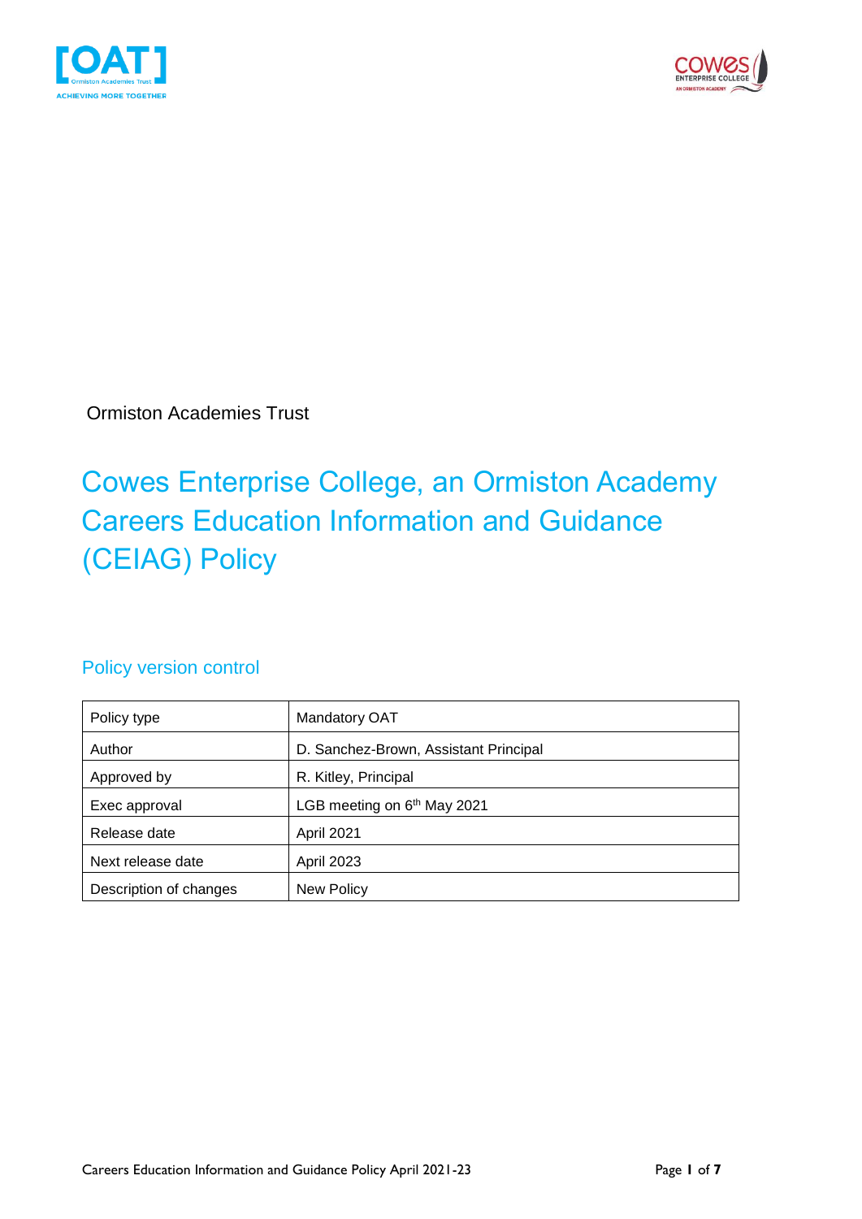Ormiston Academies Trust

# Cowes Enterprise College, an Ormiston Academy Careers Education Information and Guidance (CEIAG) Policy

## Policy version control

| Policy type | Mandatory OAT |
|---|---|
| Author | D. Sanchez-Brown, Assistant Principal |
| Approved by | R. Kitley, Principal |
| Exec approval | LGB meeting on 6th May 2021 |
| Release date | April 2021 |
| Next release date | April 2023 |
| Description of changes | New Policy |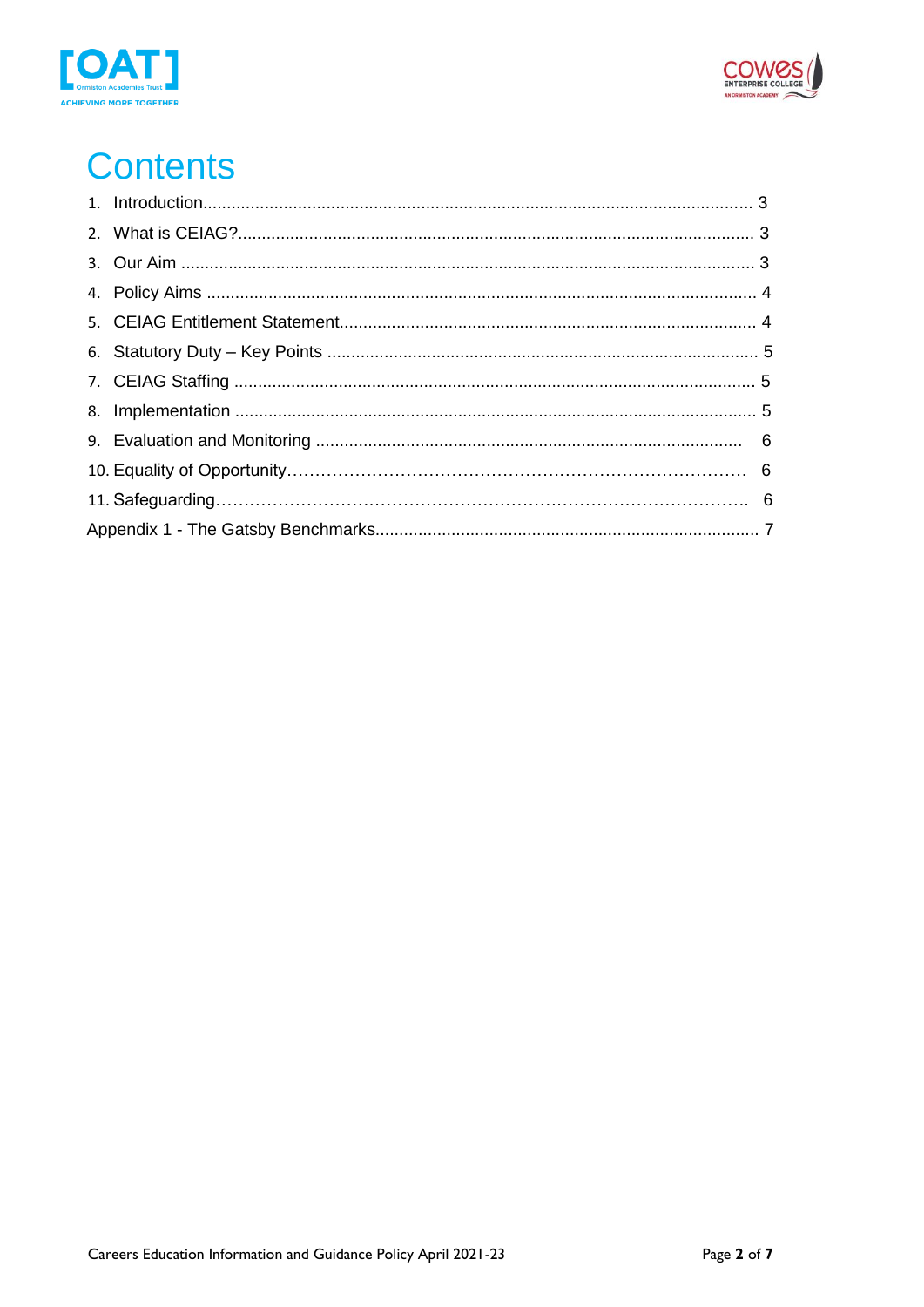# Contents

1. Introduction .......... 3
2. What is CEIAG? .......... 3
3. Our Aim .......... 3
4. Policy Aims .......... 4
5. CEIAG Entitlement Statement .......... 4
6. Statutory Duty – Key Points .......... 5
7. CEIAG Staffing .......... 5
8. Implementation .......... 5
9. Evaluation and Monitoring .......... 6
10. Equality of Opportunity .......... 6
11. Safeguarding .......... 6

Appendix 1 - The Gatsby Benchmarks .......... 7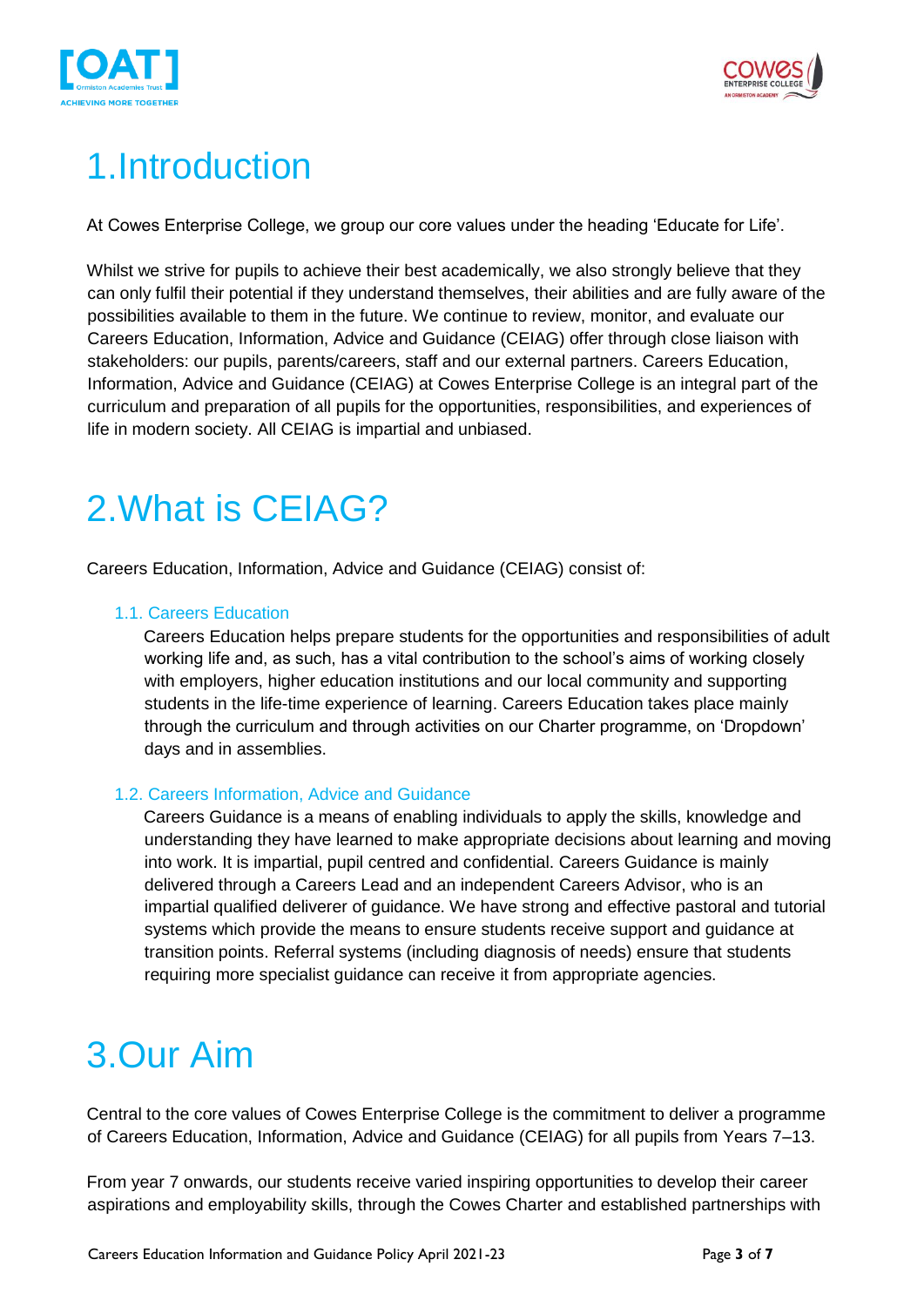# 1. Introduction

At Cowes Enterprise College, we group our core values under the heading 'Educate for Life'.

Whilst we strive for pupils to achieve their best academically, we also strongly believe that they can only fulfil their potential if they understand themselves, their abilities and are fully aware of the possibilities available to them in the future. We continue to review, monitor, and evaluate our Careers Education, Information, Advice and Guidance (CEIAG) offer through close liaison with stakeholders: our pupils, parents/careers, staff and our external partners. Careers Education, Information, Advice and Guidance (CEIAG) at Cowes Enterprise College is an integral part of the curriculum and preparation of all pupils for the opportunities, responsibilities, and experiences of life in modern society. All CEIAG is impartial and unbiased.

# 2. What is CEIAG?

Careers Education, Information, Advice and Guidance (CEIAG) consist of:

### 1.1. Careers Education

Careers Education helps prepare students for the opportunities and responsibilities of adult working life and, as such, has a vital contribution to the school's aims of working closely with employers, higher education institutions and our local community and supporting students in the life-time experience of learning. Careers Education takes place mainly through the curriculum and through activities on our Charter programme, on 'Dropdown' days and in assemblies.

### 1.2. Careers Information, Advice and Guidance

Careers Guidance is a means of enabling individuals to apply the skills, knowledge and understanding they have learned to make appropriate decisions about learning and moving into work. It is impartial, pupil centred and confidential. Careers Guidance is mainly delivered through a Careers Lead and an independent Careers Advisor, who is an impartial qualified deliverer of guidance. We have strong and effective pastoral and tutorial systems which provide the means to ensure students receive support and guidance at transition points. Referral systems (including diagnosis of needs) ensure that students requiring more specialist guidance can receive it from appropriate agencies.

# 3. Our Aim

Central to the core values of Cowes Enterprise College is the commitment to deliver a programme of Careers Education, Information, Advice and Guidance (CEIAG) for all pupils from Years 7–13.

From year 7 onwards, our students receive varied inspiring opportunities to develop their career aspirations and employability skills, through the Cowes Charter and established partnerships with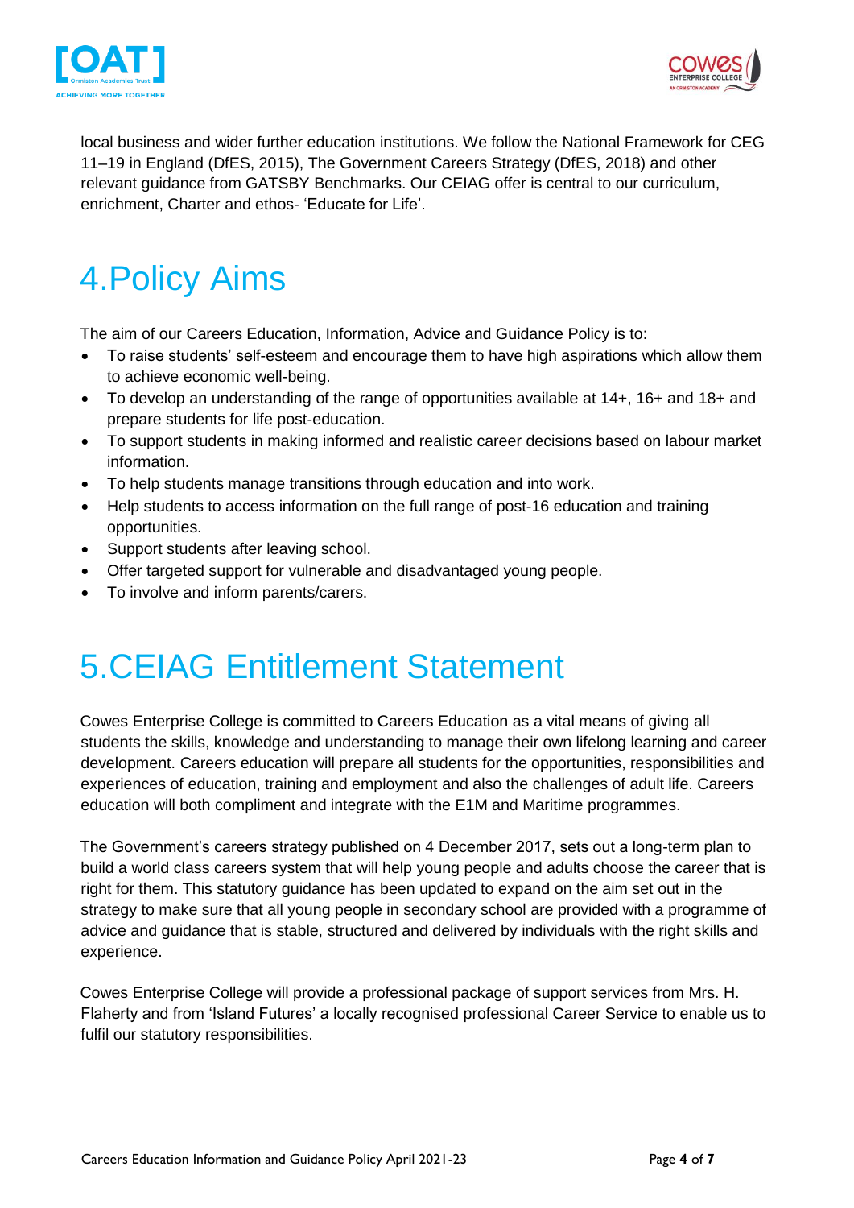local business and wider further education institutions. We follow the National Framework for CEG 11–19 in England (DfES, 2015), The Government Careers Strategy (DfES, 2018) and other relevant guidance from GATSBY Benchmarks. Our CEIAG offer is central to our curriculum, enrichment, Charter and ethos- 'Educate for Life'.

# 4.Policy Aims

The aim of our Careers Education, Information, Advice and Guidance Policy is to:

- To raise students' self-esteem and encourage them to have high aspirations which allow them to achieve economic well-being.
- To develop an understanding of the range of opportunities available at 14+, 16+ and 18+ and prepare students for life post-education.
- To support students in making informed and realistic career decisions based on labour market information.
- To help students manage transitions through education and into work.
- Help students to access information on the full range of post-16 education and training opportunities.
- Support students after leaving school.
- Offer targeted support for vulnerable and disadvantaged young people.
- To involve and inform parents/carers.

# 5.CEIAG Entitlement Statement

Cowes Enterprise College is committed to Careers Education as a vital means of giving all students the skills, knowledge and understanding to manage their own lifelong learning and career development. Careers education will prepare all students for the opportunities, responsibilities and experiences of education, training and employment and also the challenges of adult life. Careers education will both compliment and integrate with the E1M and Maritime programmes.

The Government's careers strategy published on 4 December 2017, sets out a long-term plan to build a world class careers system that will help young people and adults choose the career that is right for them. This statutory guidance has been updated to expand on the aim set out in the strategy to make sure that all young people in secondary school are provided with a programme of advice and guidance that is stable, structured and delivered by individuals with the right skills and experience.

Cowes Enterprise College will provide a professional package of support services from Mrs. H. Flaherty and from 'Island Futures' a locally recognised professional Career Service to enable us to fulfil our statutory responsibilities.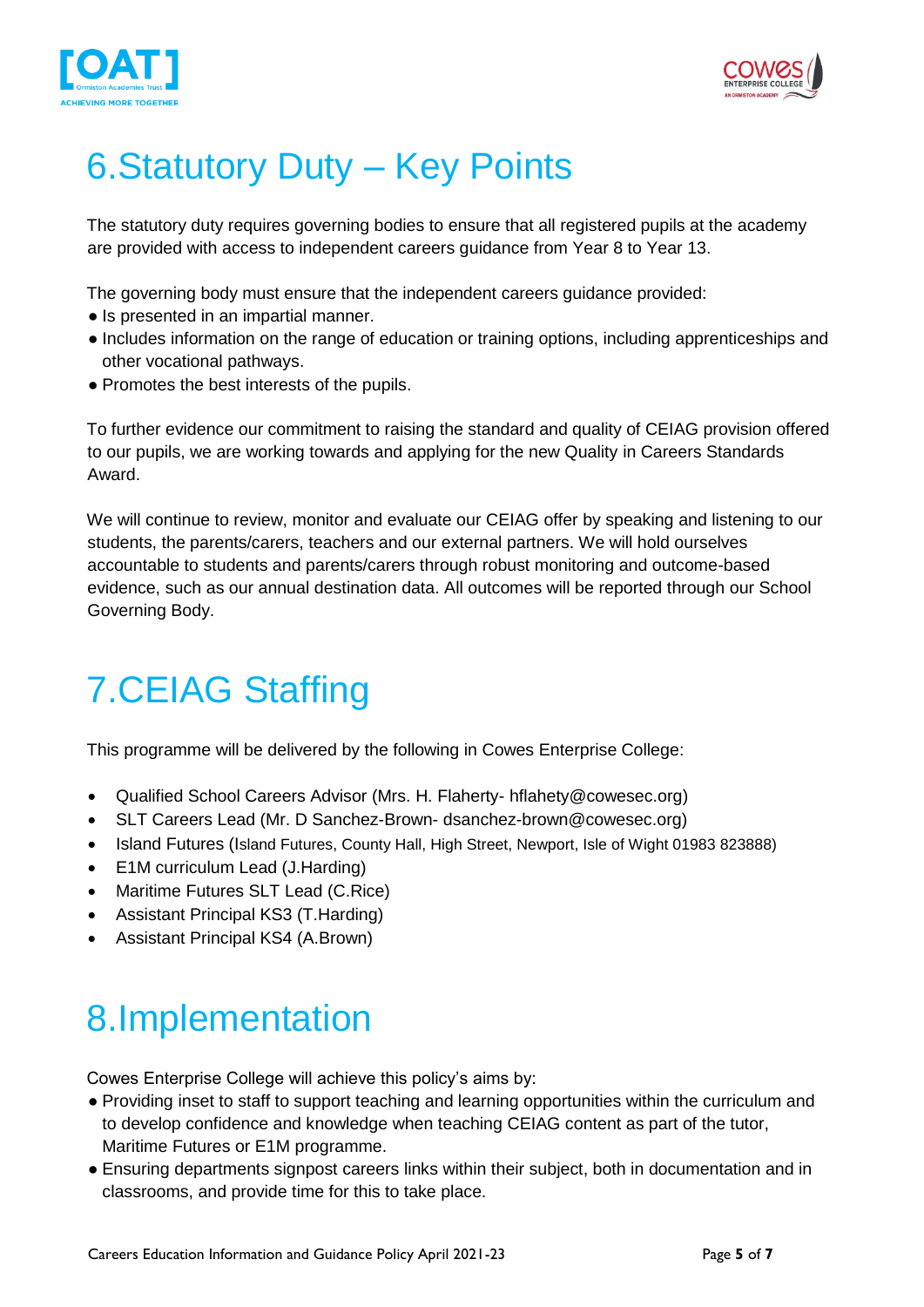# 6.Statutory Duty – Key Points

The statutory duty requires governing bodies to ensure that all registered pupils at the academy are provided with access to independent careers guidance from Year 8 to Year 13.

The governing body must ensure that the independent careers guidance provided:

- Is presented in an impartial manner.
- Includes information on the range of education or training options, including apprenticeships and other vocational pathways.
- Promotes the best interests of the pupils.

To further evidence our commitment to raising the standard and quality of CEIAG provision offered to our pupils, we are working towards and applying for the new Quality in Careers Standards Award.

We will continue to review, monitor and evaluate our CEIAG offer by speaking and listening to our students, the parents/carers, teachers and our external partners. We will hold ourselves accountable to students and parents/carers through robust monitoring and outcome-based evidence, such as our annual destination data. All outcomes will be reported through our School Governing Body.

# 7.CEIAG Staffing

This programme will be delivered by the following in Cowes Enterprise College:

- Qualified School Careers Advisor (Mrs. H. Flaherty- hflahety@cowesec.org)
- SLT Careers Lead (Mr. D Sanchez-Brown- dsanchez-brown@cowesec.org)
- Island Futures (Island Futures, County Hall, High Street, Newport, Isle of Wight 01983 823888)
- E1M curriculum Lead (J.Harding)
- Maritime Futures SLT Lead (C.Rice)
- Assistant Principal KS3 (T.Harding)
- Assistant Principal KS4 (A.Brown)

# 8.Implementation

Cowes Enterprise College will achieve this policy's aims by:

- Providing inset to staff to support teaching and learning opportunities within the curriculum and to develop confidence and knowledge when teaching CEIAG content as part of the tutor, Maritime Futures or E1M programme.
- Ensuring departments signpost careers links within their subject, both in documentation and in classrooms, and provide time for this to take place.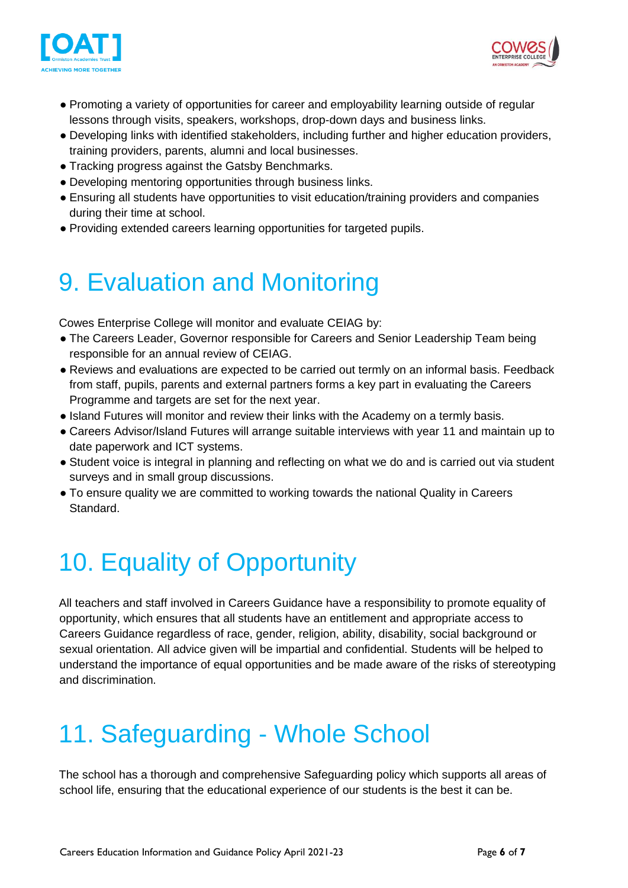- Promoting a variety of opportunities for career and employability learning outside of regular lessons through visits, speakers, workshops, drop-down days and business links.
- Developing links with identified stakeholders, including further and higher education providers, training providers, parents, alumni and local businesses.
- Tracking progress against the Gatsby Benchmarks.
- Developing mentoring opportunities through business links.
- Ensuring all students have opportunities to visit education/training providers and companies during their time at school.
- Providing extended careers learning opportunities for targeted pupils.

# 9. Evaluation and Monitoring

Cowes Enterprise College will monitor and evaluate CEIAG by:

- The Careers Leader, Governor responsible for Careers and Senior Leadership Team being responsible for an annual review of CEIAG.
- Reviews and evaluations are expected to be carried out termly on an informal basis. Feedback from staff, pupils, parents and external partners forms a key part in evaluating the Careers Programme and targets are set for the next year.
- Island Futures will monitor and review their links with the Academy on a termly basis.
- Careers Advisor/Island Futures will arrange suitable interviews with year 11 and maintain up to date paperwork and ICT systems.
- Student voice is integral in planning and reflecting on what we do and is carried out via student surveys and in small group discussions.
- To ensure quality we are committed to working towards the national Quality in Careers Standard.

# 10. Equality of Opportunity

All teachers and staff involved in Careers Guidance have a responsibility to promote equality of opportunity, which ensures that all students have an entitlement and appropriate access to Careers Guidance regardless of race, gender, religion, ability, disability, social background or sexual orientation. All advice given will be impartial and confidential. Students will be helped to understand the importance of equal opportunities and be made aware of the risks of stereotyping and discrimination.

# 11. Safeguarding - Whole School

The school has a thorough and comprehensive Safeguarding policy which supports all areas of school life, ensuring that the educational experience of our students is the best it can be.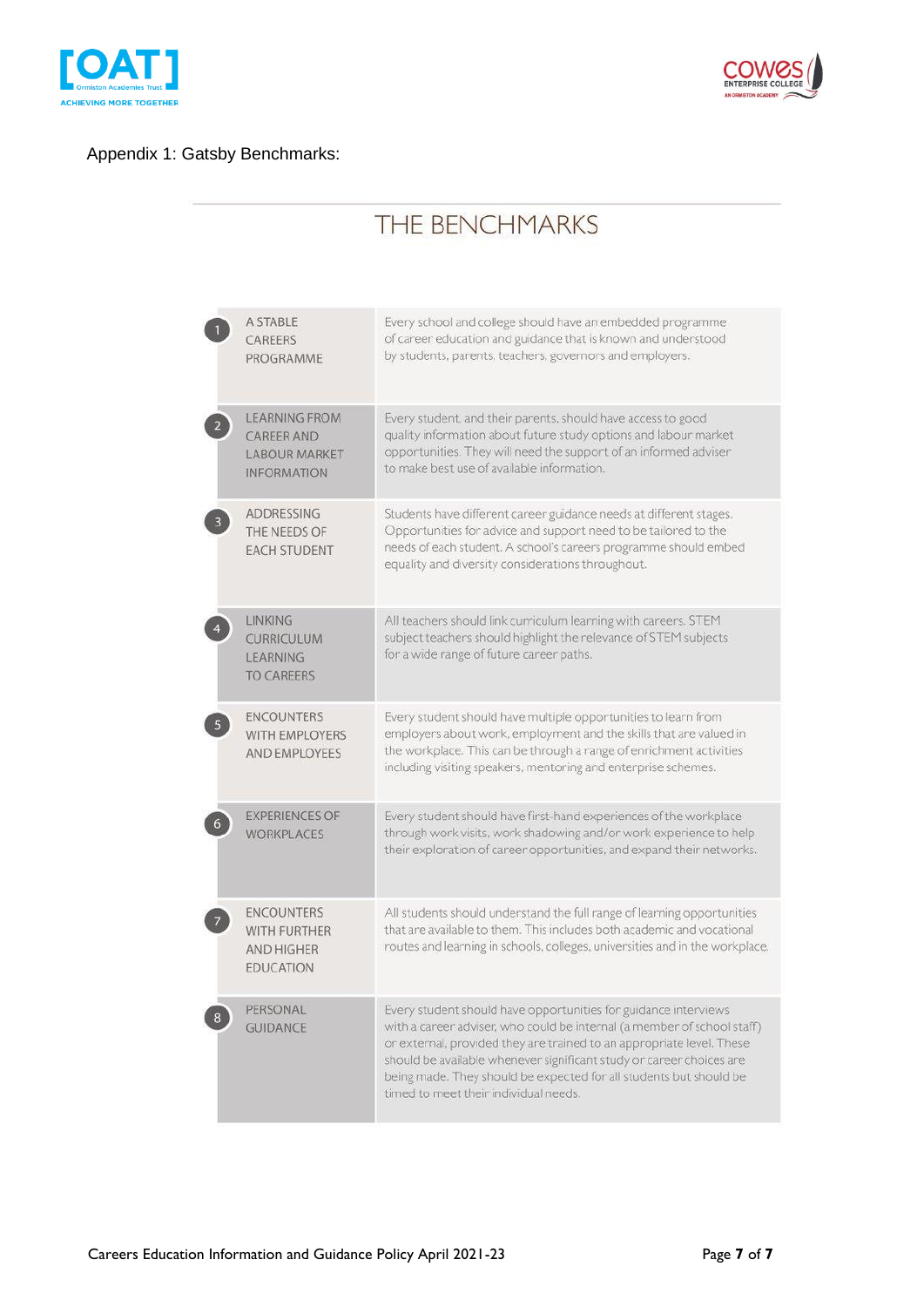Appendix 1: Gatsby Benchmarks:

## THE BENCHMARKS

| | | |
|---|---|---|
| 1 | A STABLE CAREERS PROGRAMME | Every school and college should have an embedded programme of career education and guidance that is known and understood by students, parents, teachers, governors and employers. |
| 2 | LEARNING FROM CAREER AND LABOUR MARKET INFORMATION | Every student, and their parents, should have access to good quality information about future study options and labour market opportunities. They will need the support of an informed adviser to make best use of available information. |
| 3 | ADDRESSING THE NEEDS OF EACH STUDENT | Students have different career guidance needs at different stages. Opportunities for advice and support need to be tailored to the needs of each student. A school's careers programme should embed equality and diversity considerations throughout. |
| 4 | LINKING CURRICULUM LEARNING TO CAREERS | All teachers should link curriculum learning with careers. STEM subject teachers should highlight the relevance of STEM subjects for a wide range of future career paths. |
| 5 | ENCOUNTERS WITH EMPLOYERS AND EMPLOYEES | Every student should have multiple opportunities to learn from employers about work, employment and the skills that are valued in the workplace. This can be through a range of enrichment activities including visiting speakers, mentoring and enterprise schemes. |
| 6 | EXPERIENCES OF WORKPLACES | Every student should have first-hand experiences of the workplace through work visits, work shadowing and/or work experience to help their exploration of career opportunities, and expand their networks. |
| 7 | ENCOUNTERS WITH FURTHER AND HIGHER EDUCATION | All students should understand the full range of learning opportunities that are available to them. This includes both academic and vocational routes and learning in schools, colleges, universities and in the workplace. |
| 8 | PERSONAL GUIDANCE | Every student should have opportunities for guidance interviews with a career adviser, who could be internal (a member of school staff) or external, provided they are trained to an appropriate level. These should be available whenever significant study or career choices are being made. They should be expected for all students but should be timed to meet their individual needs. |